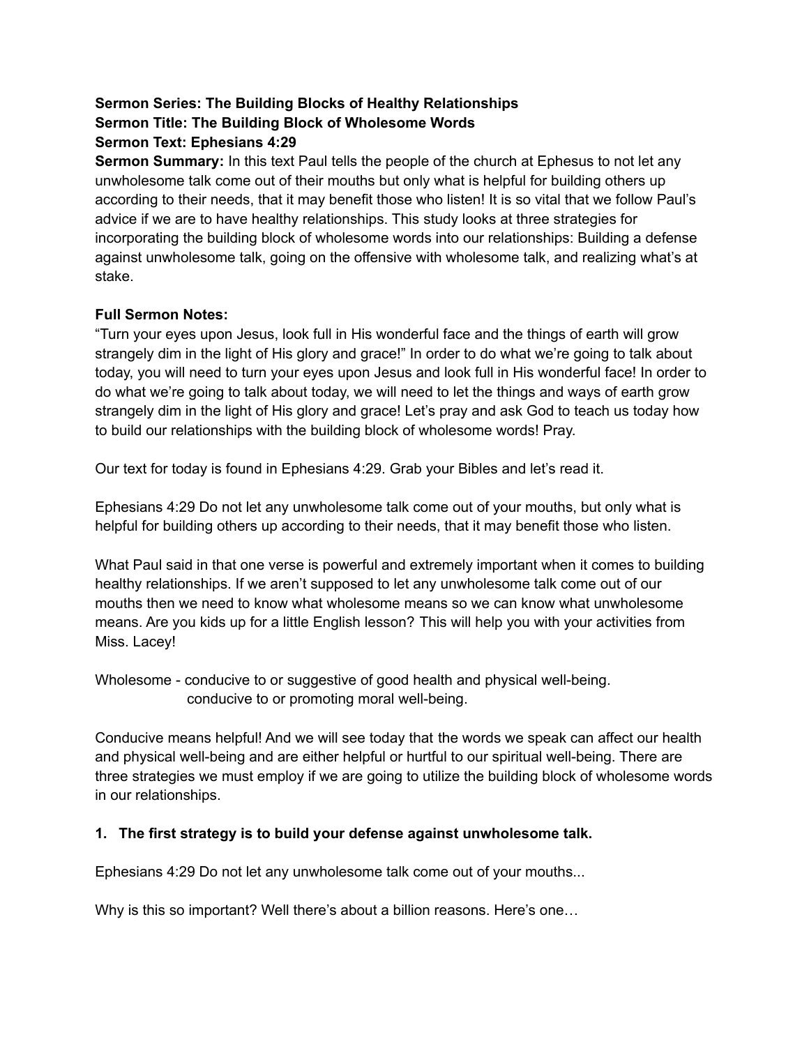**Sermon Series: The Building Blocks of Healthy Relationships**
**Sermon Title: The Building Block of Wholesome Words**
**Sermon Text: Ephesians 4:29**
**Sermon Summary:** In this text Paul tells the people of the church at Ephesus to not let any unwholesome talk come out of their mouths but only what is helpful for building others up according to their needs, that it may benefit those who listen! It is so vital that we follow Paul's advice if we are to have healthy relationships. This study looks at three strategies for incorporating the building block of wholesome words into our relationships: Building a defense against unwholesome talk, going on the offensive with wholesome talk, and realizing what's at stake.

**Full Sermon Notes:**
"Turn your eyes upon Jesus, look full in His wonderful face and the things of earth will grow strangely dim in the light of His glory and grace!" In order to do what we're going to talk about today, you will need to turn your eyes upon Jesus and look full in His wonderful face! In order to do what we're going to talk about today, we will need to let the things and ways of earth grow strangely dim in the light of His glory and grace! Let's pray and ask God to teach us today how to build our relationships with the building block of wholesome words! Pray.

Our text for today is found in Ephesians 4:29. Grab your Bibles and let's read it.

Ephesians 4:29 Do not let any unwholesome talk come out of your mouths, but only what is helpful for building others up according to their needs, that it may benefit those who listen.

What Paul said in that one verse is powerful and extremely important when it comes to building healthy relationships. If we aren't supposed to let any unwholesome talk come out of our mouths then we need to know what wholesome means so we can know what unwholesome means. Are you kids up for a little English lesson? This will help you with your activities from Miss. Lacey!

Wholesome - conducive to or suggestive of good health and physical well-being.
conducive to or promoting moral well-being.

Conducive means helpful! And we will see today that the words we speak can affect our health and physical well-being and are either helpful or hurtful to our spiritual well-being. There are three strategies we must employ if we are going to utilize the building block of wholesome words in our relationships.

1. **The first strategy is to build your defense against unwholesome talk.**

Ephesians 4:29 Do not let any unwholesome talk come out of your mouths...

Why is this so important? Well there's about a billion reasons. Here's one…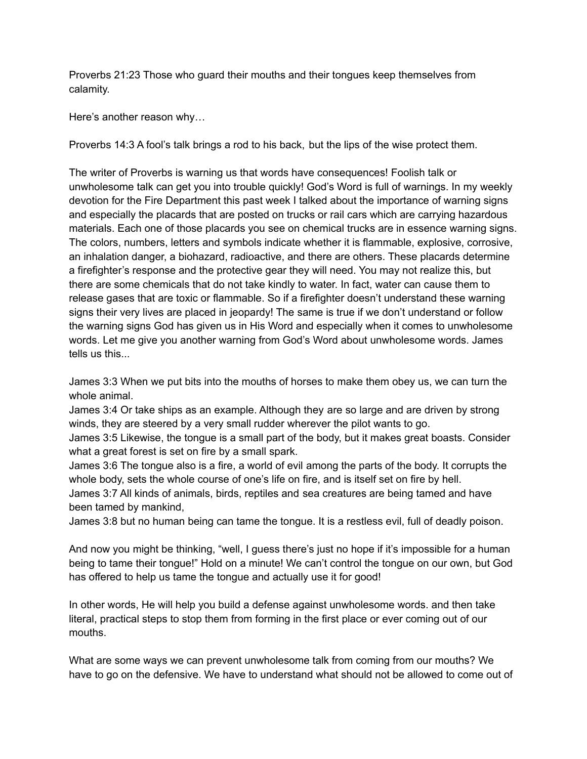Proverbs 21:23 Those who guard their mouths and their tongues keep themselves from calamity.

Here's another reason why…

Proverbs 14:3 A fool's talk brings a rod to his back, but the lips of the wise protect them.

The writer of Proverbs is warning us that words have consequences! Foolish talk or unwholesome talk can get you into trouble quickly! God's Word is full of warnings. In my weekly devotion for the Fire Department this past week I talked about the importance of warning signs and especially the placards that are posted on trucks or rail cars which are carrying hazardous materials. Each one of those placards you see on chemical trucks are in essence warning signs. The colors, numbers, letters and symbols indicate whether it is flammable, explosive, corrosive, an inhalation danger, a biohazard, radioactive, and there are others. These placards determine a firefighter's response and the protective gear they will need. You may not realize this, but there are some chemicals that do not take kindly to water. In fact, water can cause them to release gases that are toxic or flammable. So if a firefighter doesn't understand these warning signs their very lives are placed in jeopardy! The same is true if we don't understand or follow the warning signs God has given us in His Word and especially when it comes to unwholesome words. Let me give you another warning from God's Word about unwholesome words. James tells us this...

James 3:3 When we put bits into the mouths of horses to make them obey us, we can turn the whole animal.
James 3:4 Or take ships as an example. Although they are so large and are driven by strong winds, they are steered by a very small rudder wherever the pilot wants to go.
James 3:5 Likewise, the tongue is a small part of the body, but it makes great boasts. Consider what a great forest is set on fire by a small spark.
James 3:6 The tongue also is a fire, a world of evil among the parts of the body. It corrupts the whole body, sets the whole course of one's life on fire, and is itself set on fire by hell.
James 3:7 All kinds of animals, birds, reptiles and sea creatures are being tamed and have been tamed by mankind,
James 3:8 but no human being can tame the tongue. It is a restless evil, full of deadly poison.

And now you might be thinking, "well, I guess there's just no hope if it's impossible for a human being to tame their tongue!" Hold on a minute! We can't control the tongue on our own, but God has offered to help us tame the tongue and actually use it for good!

In other words, He will help you build a defense against unwholesome words. and then take literal, practical steps to stop them from forming in the first place or ever coming out of our mouths.

What are some ways we can prevent unwholesome talk from coming from our mouths? We have to go on the defensive. We have to understand what should not be allowed to come out of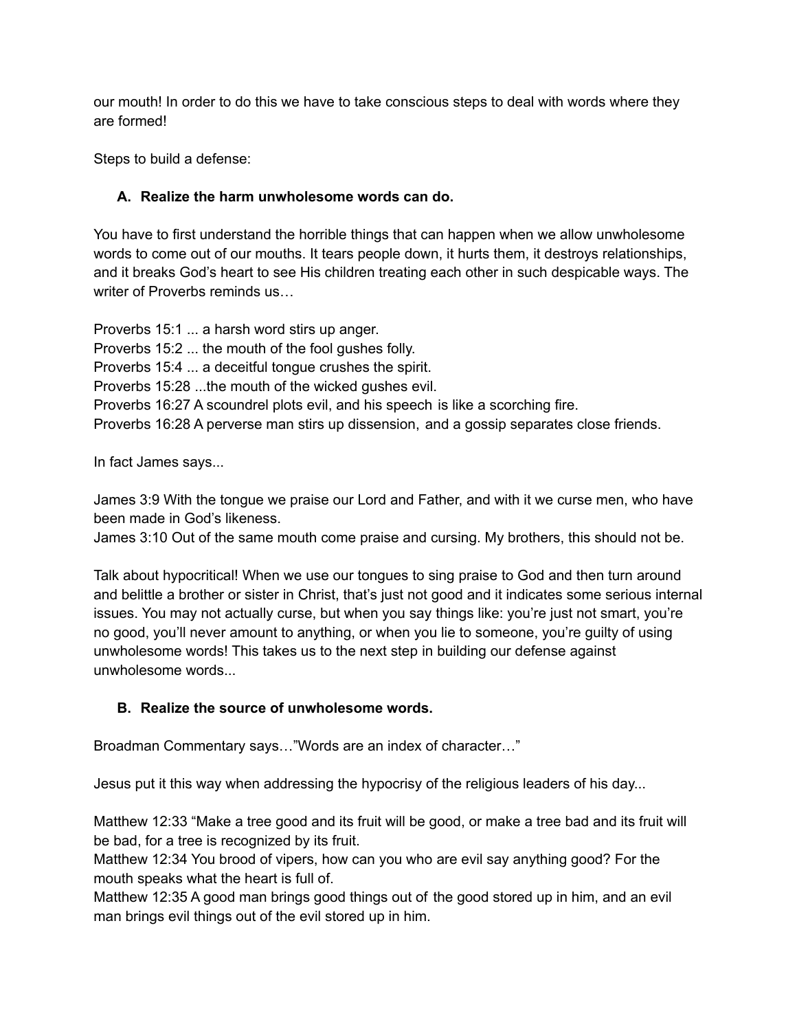our mouth! In order to do this we have to take conscious steps to deal with words where they are formed!

Steps to build a defense:

**A. Realize the harm unwholesome words can do.**

You have to first understand the horrible things that can happen when we allow unwholesome words to come out of our mouths. It tears people down, it hurts them, it destroys relationships, and it breaks God's heart to see His children treating each other in such despicable ways. The writer of Proverbs reminds us…

Proverbs 15:1 ... a harsh word stirs up anger.
Proverbs 15:2 ... the mouth of the fool gushes folly.
Proverbs 15:4 ... a deceitful tongue crushes the spirit.
Proverbs 15:28 ...the mouth of the wicked gushes evil.
Proverbs 16:27 A scoundrel plots evil, and his speech is like a scorching fire.
Proverbs 16:28 A perverse man stirs up dissension, and a gossip separates close friends.

In fact James says...

James 3:9 With the tongue we praise our Lord and Father, and with it we curse men, who have been made in God's likeness.
James 3:10 Out of the same mouth come praise and cursing. My brothers, this should not be.

Talk about hypocritical! When we use our tongues to sing praise to God and then turn around and belittle a brother or sister in Christ, that's just not good and it indicates some serious internal issues. You may not actually curse, but when you say things like: you're just not smart, you're no good, you'll never amount to anything, or when you lie to someone, you're guilty of using unwholesome words! This takes us to the next step in building our defense against unwholesome words...

**B. Realize the source of unwholesome words.**

Broadman Commentary says…"Words are an index of character…"

Jesus put it this way when addressing the hypocrisy of the religious leaders of his day...

Matthew 12:33 "Make a tree good and its fruit will be good, or make a tree bad and its fruit will be bad, for a tree is recognized by its fruit.
Matthew 12:34 You brood of vipers, how can you who are evil say anything good? For the mouth speaks what the heart is full of.
Matthew 12:35 A good man brings good things out of the good stored up in him, and an evil man brings evil things out of the evil stored up in him.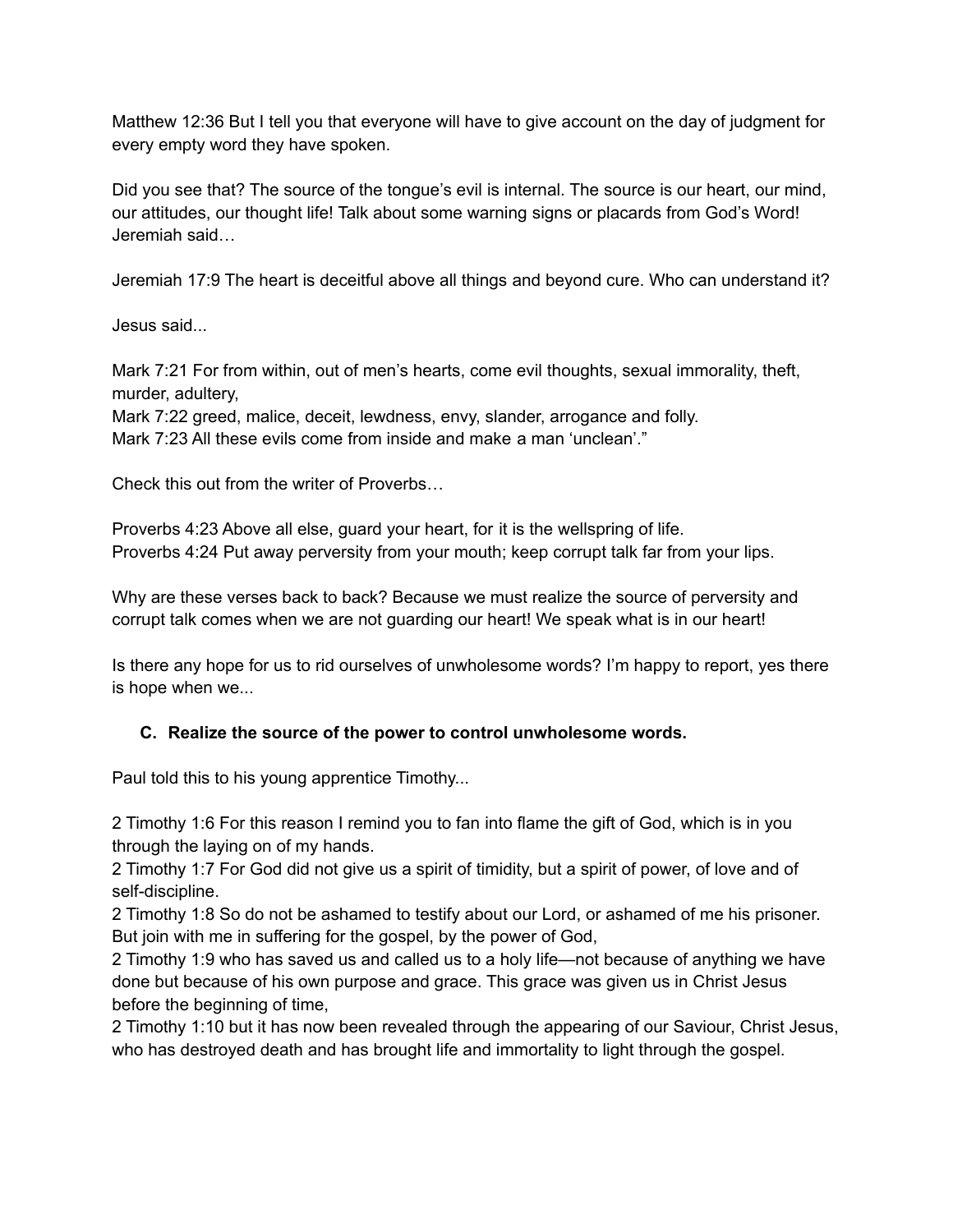Matthew 12:36 But I tell you that everyone will have to give account on the day of judgment for every empty word they have spoken.

Did you see that? The source of the tongue's evil is internal. The source is our heart, our mind, our attitudes, our thought life! Talk about some warning signs or placards from God's Word! Jeremiah said…

Jeremiah 17:9 The heart is deceitful above all things and beyond cure. Who can understand it?

Jesus said...

Mark 7:21 For from within, out of men's hearts, come evil thoughts, sexual immorality, theft, murder, adultery,
Mark 7:22 greed, malice, deceit, lewdness, envy, slander, arrogance and folly.
Mark 7:23 All these evils come from inside and make a man 'unclean'."

Check this out from the writer of Proverbs…

Proverbs 4:23 Above all else, guard your heart, for it is the wellspring of life.
Proverbs 4:24 Put away perversity from your mouth; keep corrupt talk far from your lips.

Why are these verses back to back? Because we must realize the source of perversity and corrupt talk comes when we are not guarding our heart! We speak what is in our heart!

Is there any hope for us to rid ourselves of unwholesome words? I'm happy to report, yes there is hope when we...

### C. Realize the source of the power to control unwholesome words.

Paul told this to his young apprentice Timothy...

2 Timothy 1:6 For this reason I remind you to fan into flame the gift of God, which is in you through the laying on of my hands.
2 Timothy 1:7 For God did not give us a spirit of timidity, but a spirit of power, of love and of self-discipline.
2 Timothy 1:8 So do not be ashamed to testify about our Lord, or ashamed of me his prisoner. But join with me in suffering for the gospel, by the power of God,
2 Timothy 1:9 who has saved us and called us to a holy life—not because of anything we have done but because of his own purpose and grace. This grace was given us in Christ Jesus before the beginning of time,
2 Timothy 1:10 but it has now been revealed through the appearing of our Saviour, Christ Jesus, who has destroyed death and has brought life and immortality to light through the gospel.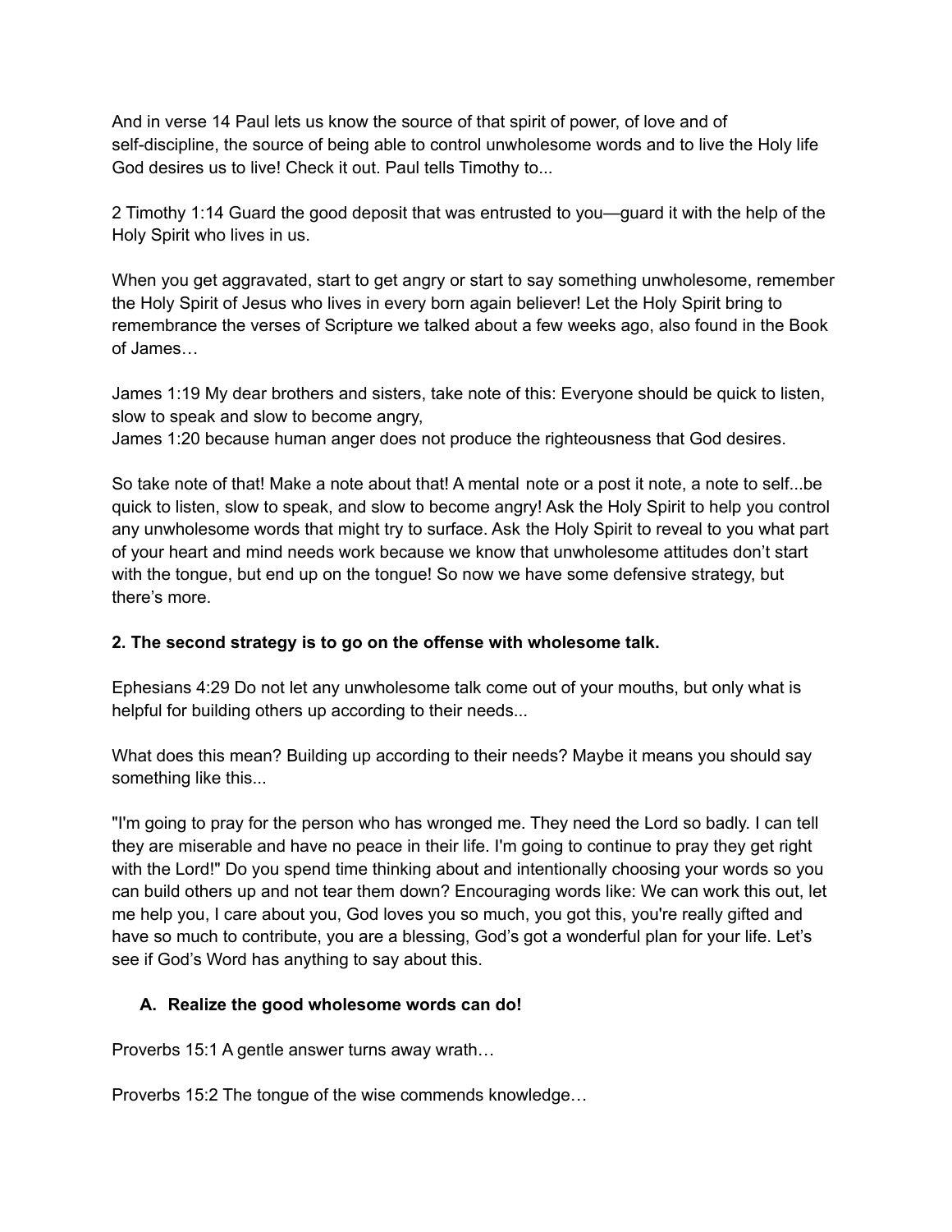And in verse 14 Paul lets us know the source of that spirit of power, of love and of self-discipline, the source of being able to control unwholesome words and to live the Holy life God desires us to live! Check it out. Paul tells Timothy to...

2 Timothy 1:14 Guard the good deposit that was entrusted to you—guard it with the help of the Holy Spirit who lives in us.

When you get aggravated, start to get angry or start to say something unwholesome, remember the Holy Spirit of Jesus who lives in every born again believer! Let the Holy Spirit bring to remembrance the verses of Scripture we talked about a few weeks ago, also found in the Book of James…

James 1:19 My dear brothers and sisters, take note of this: Everyone should be quick to listen, slow to speak and slow to become angry,
James 1:20 because human anger does not produce the righteousness that God desires.

So take note of that! Make a note about that! A mental note or a post it note, a note to self...be quick to listen, slow to speak, and slow to become angry! Ask the Holy Spirit to help you control any unwholesome words that might try to surface. Ask the Holy Spirit to reveal to you what part of your heart and mind needs work because we know that unwholesome attitudes don't start with the tongue, but end up on the tongue! So now we have some defensive strategy, but there's more.

**2. The second strategy is to go on the offense with wholesome talk.**

Ephesians 4:29 Do not let any unwholesome talk come out of your mouths, but only what is helpful for building others up according to their needs...

What does this mean? Building up according to their needs? Maybe it means you should say something like this...

"I'm going to pray for the person who has wronged me. They need the Lord so badly. I can tell they are miserable and have no peace in their life. I'm going to continue to pray they get right with the Lord!" Do you spend time thinking about and intentionally choosing your words so you can build others up and not tear them down? Encouraging words like: We can work this out, let me help you, I care about you, God loves you so much, you got this, you're really gifted and have so much to contribute, you are a blessing, God's got a wonderful plan for your life. Let's see if God's Word has anything to say about this.

**A. Realize the good wholesome words can do!**

Proverbs 15:1 A gentle answer turns away wrath…

Proverbs 15:2 The tongue of the wise commends knowledge…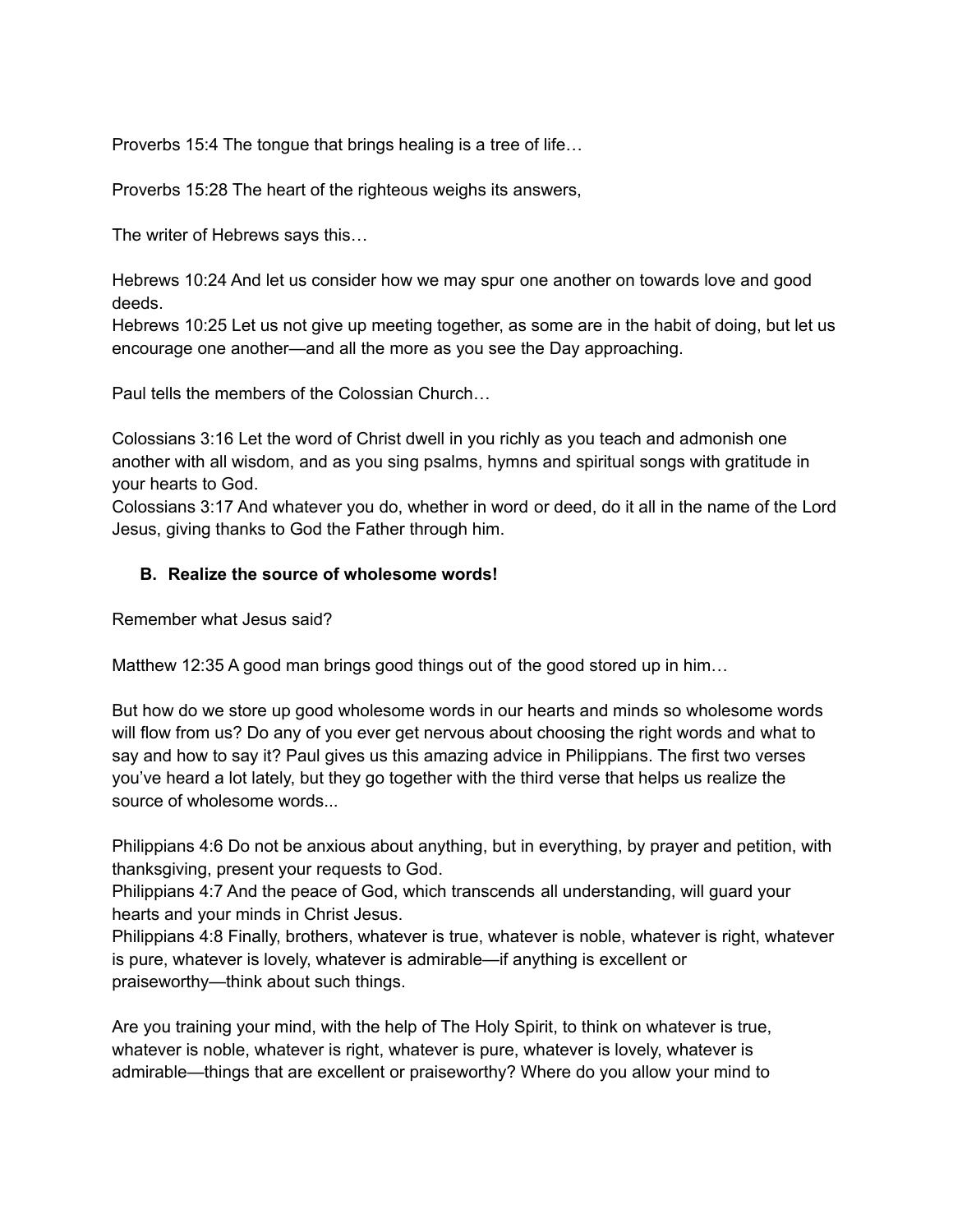Proverbs 15:4 The tongue that brings healing is a tree of life…

Proverbs 15:28 The heart of the righteous weighs its answers,

The writer of Hebrews says this…

Hebrews 10:24 And let us consider how we may spur one another on towards love and good deeds.
Hebrews 10:25 Let us not give up meeting together, as some are in the habit of doing, but let us encourage one another—and all the more as you see the Day approaching.

Paul tells the members of the Colossian Church…

Colossians 3:16 Let the word of Christ dwell in you richly as you teach and admonish one another with all wisdom, and as you sing psalms, hymns and spiritual songs with gratitude in your hearts to God.
Colossians 3:17 And whatever you do, whether in word or deed, do it all in the name of the Lord Jesus, giving thanks to God the Father through him.

**B. Realize the source of wholesome words!**

Remember what Jesus said?

Matthew 12:35 A good man brings good things out of the good stored up in him…

But how do we store up good wholesome words in our hearts and minds so wholesome words will flow from us? Do any of you ever get nervous about choosing the right words and what to say and how to say it? Paul gives us this amazing advice in Philippians. The first two verses you've heard a lot lately, but they go together with the third verse that helps us realize the source of wholesome words...

Philippians 4:6 Do not be anxious about anything, but in everything, by prayer and petition, with thanksgiving, present your requests to God.
Philippians 4:7 And the peace of God, which transcends all understanding, will guard your hearts and your minds in Christ Jesus.
Philippians 4:8 Finally, brothers, whatever is true, whatever is noble, whatever is right, whatever is pure, whatever is lovely, whatever is admirable—if anything is excellent or praiseworthy—think about such things.

Are you training your mind, with the help of The Holy Spirit, to think on whatever is true, whatever is noble, whatever is right, whatever is pure, whatever is lovely, whatever is admirable—things that are excellent or praiseworthy? Where do you allow your mind to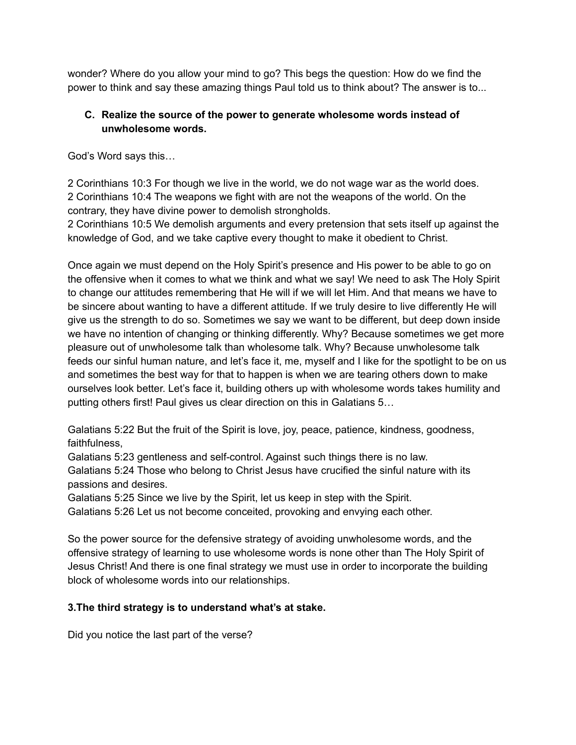wonder? Where do you allow your mind to go? This begs the question: How do we find the power to think and say these amazing things Paul told us to think about? The answer is to...

### C. Realize the source of the power to generate wholesome words instead of unwholesome words.

God's Word says this…

2 Corinthians 10:3 For though we live in the world, we do not wage war as the world does.
2 Corinthians 10:4 The weapons we fight with are not the weapons of the world. On the contrary, they have divine power to demolish strongholds.
2 Corinthians 10:5 We demolish arguments and every pretension that sets itself up against the knowledge of God, and we take captive every thought to make it obedient to Christ.

Once again we must depend on the Holy Spirit's presence and His power to be able to go on the offensive when it comes to what we think and what we say! We need to ask The Holy Spirit to change our attitudes remembering that He will if we will let Him. And that means we have to be sincere about wanting to have a different attitude. If we truly desire to live differently He will give us the strength to do so. Sometimes we say we want to be different, but deep down inside we have no intention of changing or thinking differently. Why? Because sometimes we get more pleasure out of unwholesome talk than wholesome talk. Why? Because unwholesome talk feeds our sinful human nature, and let's face it, me, myself and I like for the spotlight to be on us and sometimes the best way for that to happen is when we are tearing others down to make ourselves look better. Let's face it, building others up with wholesome words takes humility and putting others first! Paul gives us clear direction on this in Galatians 5…

Galatians 5:22 But the fruit of the Spirit is love, joy, peace, patience, kindness, goodness, faithfulness,
Galatians 5:23 gentleness and self-control. Against such things there is no law.
Galatians 5:24 Those who belong to Christ Jesus have crucified the sinful nature with its passions and desires.
Galatians 5:25 Since we live by the Spirit, let us keep in step with the Spirit.
Galatians 5:26 Let us not become conceited, provoking and envying each other.

So the power source for the defensive strategy of avoiding unwholesome words, and the offensive strategy of learning to use wholesome words is none other than The Holy Spirit of Jesus Christ! And there is one final strategy we must use in order to incorporate the building block of wholesome words into our relationships.

### 3.The third strategy is to understand what's at stake.

Did you notice the last part of the verse?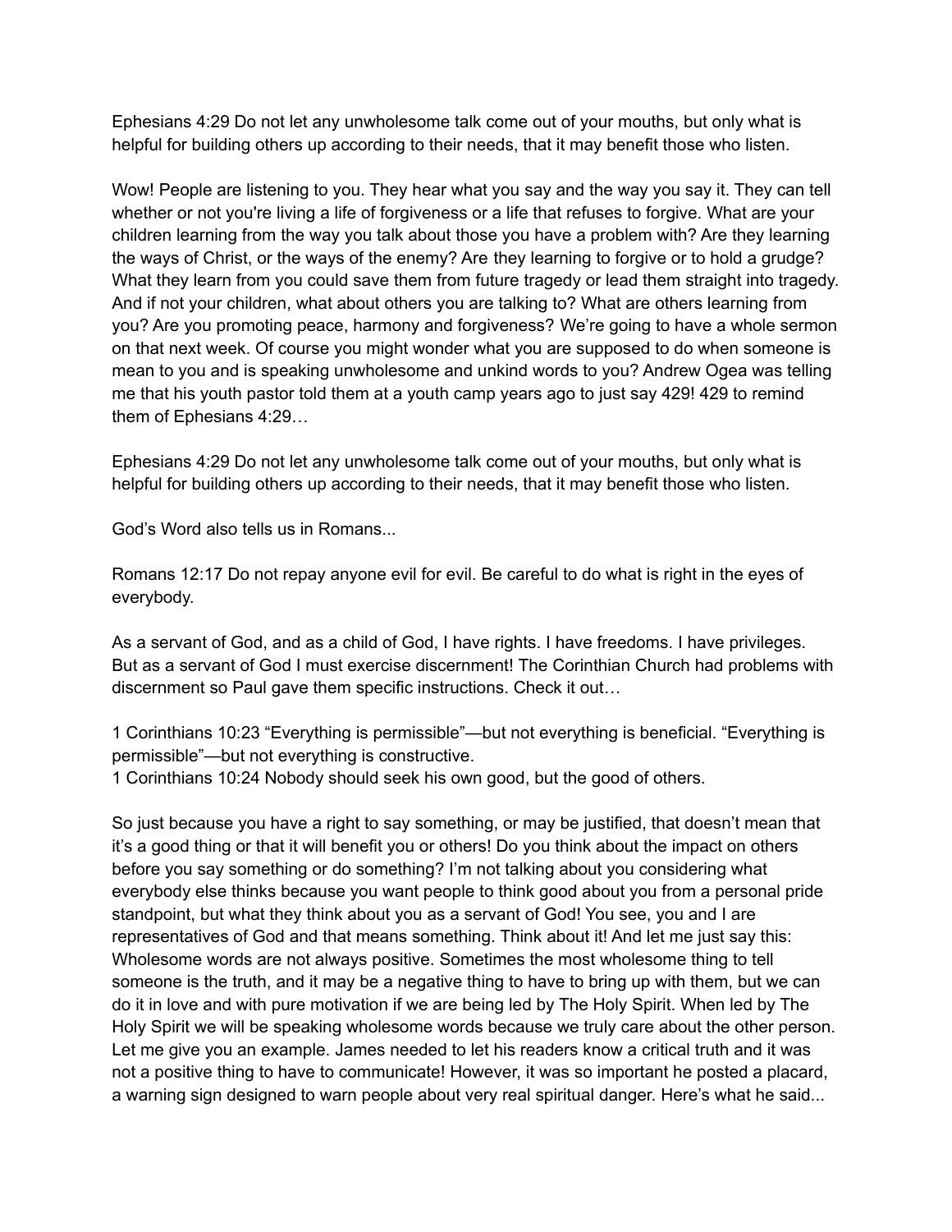Ephesians 4:29 Do not let any unwholesome talk come out of your mouths, but only what is helpful for building others up according to their needs, that it may benefit those who listen.

Wow! People are listening to you. They hear what you say and the way you say it. They can tell whether or not you're living a life of forgiveness or a life that refuses to forgive. What are your children learning from the way you talk about those you have a problem with? Are they learning the ways of Christ, or the ways of the enemy? Are they learning to forgive or to hold a grudge? What they learn from you could save them from future tragedy or lead them straight into tragedy. And if not your children, what about others you are talking to? What are others learning from you? Are you promoting peace, harmony and forgiveness? We're going to have a whole sermon on that next week. Of course you might wonder what you are supposed to do when someone is mean to you and is speaking unwholesome and unkind words to you? Andrew Ogea was telling me that his youth pastor told them at a youth camp years ago to just say 429! 429 to remind them of Ephesians 4:29…

Ephesians 4:29 Do not let any unwholesome talk come out of your mouths, but only what is helpful for building others up according to their needs, that it may benefit those who listen.

God's Word also tells us in Romans...

Romans 12:17 Do not repay anyone evil for evil. Be careful to do what is right in the eyes of everybody.

As a servant of God, and as a child of God, I have rights. I have freedoms. I have privileges. But as a servant of God I must exercise discernment! The Corinthian Church had problems with discernment so Paul gave them specific instructions. Check it out…

1 Corinthians 10:23 "Everything is permissible"—but not everything is beneficial. "Everything is permissible"—but not everything is constructive.
1 Corinthians 10:24 Nobody should seek his own good, but the good of others.

So just because you have a right to say something, or may be justified, that doesn't mean that it's a good thing or that it will benefit you or others! Do you think about the impact on others before you say something or do something? I'm not talking about you considering what everybody else thinks because you want people to think good about you from a personal pride standpoint, but what they think about you as a servant of God! You see, you and I are representatives of God and that means something. Think about it! And let me just say this: Wholesome words are not always positive. Sometimes the most wholesome thing to tell someone is the truth, and it may be a negative thing to have to bring up with them, but we can do it in love and with pure motivation if we are being led by The Holy Spirit. When led by The Holy Spirit we will be speaking wholesome words because we truly care about the other person. Let me give you an example. James needed to let his readers know a critical truth and it was not a positive thing to have to communicate! However, it was so important he posted a placard, a warning sign designed to warn people about very real spiritual danger. Here's what he said...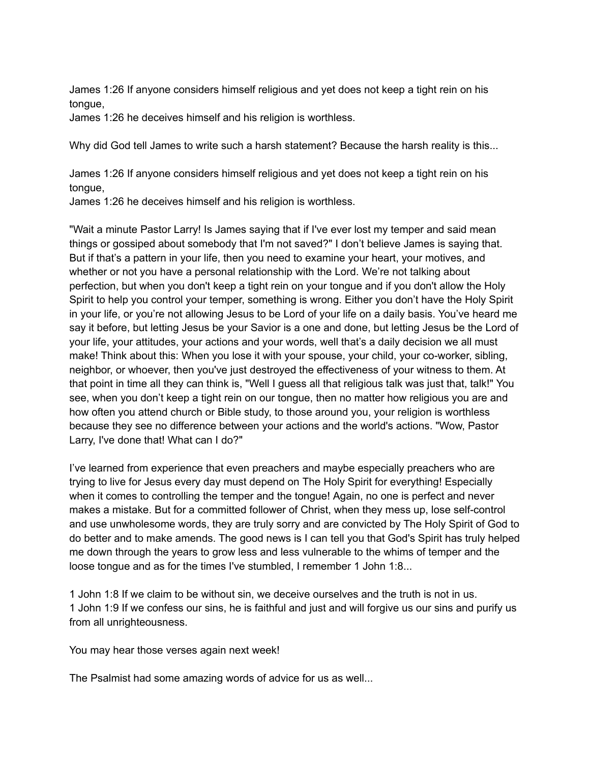James 1:26 If anyone considers himself religious and yet does not keep a tight rein on his tongue,
James 1:26 he deceives himself and his religion is worthless.

Why did God tell James to write such a harsh statement? Because the harsh reality is this...

James 1:26 If anyone considers himself religious and yet does not keep a tight rein on his tongue,
James 1:26 he deceives himself and his religion is worthless.

"Wait a minute Pastor Larry! Is James saying that if I've ever lost my temper and said mean things or gossiped about somebody that I'm not saved?" I don't believe James is saying that. But if that's a pattern in your life, then you need to examine your heart, your motives, and whether or not you have a personal relationship with the Lord. We're not talking about perfection, but when you don't keep a tight rein on your tongue and if you don't allow the Holy Spirit to help you control your temper, something is wrong. Either you don't have the Holy Spirit in your life, or you're not allowing Jesus to be Lord of your life on a daily basis. You've heard me say it before, but letting Jesus be your Savior is a one and done, but letting Jesus be the Lord of your life, your attitudes, your actions and your words, well that's a daily decision we all must make! Think about this: When you lose it with your spouse, your child, your co-worker, sibling, neighbor, or whoever, then you've just destroyed the effectiveness of your witness to them. At that point in time all they can think is, "Well I guess all that religious talk was just that, talk!" You see, when you don't keep a tight rein on our tongue, then no matter how religious you are and how often you attend church or Bible study, to those around you, your religion is worthless because they see no difference between your actions and the world's actions. "Wow, Pastor Larry, I've done that! What can I do?"

I've learned from experience that even preachers and maybe especially preachers who are trying to live for Jesus every day must depend on The Holy Spirit for everything! Especially when it comes to controlling the temper and the tongue! Again, no one is perfect and never makes a mistake. But for a committed follower of Christ, when they mess up, lose self-control and use unwholesome words, they are truly sorry and are convicted by The Holy Spirit of God to do better and to make amends. The good news is I can tell you that God's Spirit has truly helped me down through the years to grow less and less vulnerable to the whims of temper and the loose tongue and as for the times I've stumbled, I remember 1 John 1:8...

1 John 1:8 If we claim to be without sin, we deceive ourselves and the truth is not in us.
1 John 1:9 If we confess our sins, he is faithful and just and will forgive us our sins and purify us from all unrighteousness.

You may hear those verses again next week!

The Psalmist had some amazing words of advice for us as well...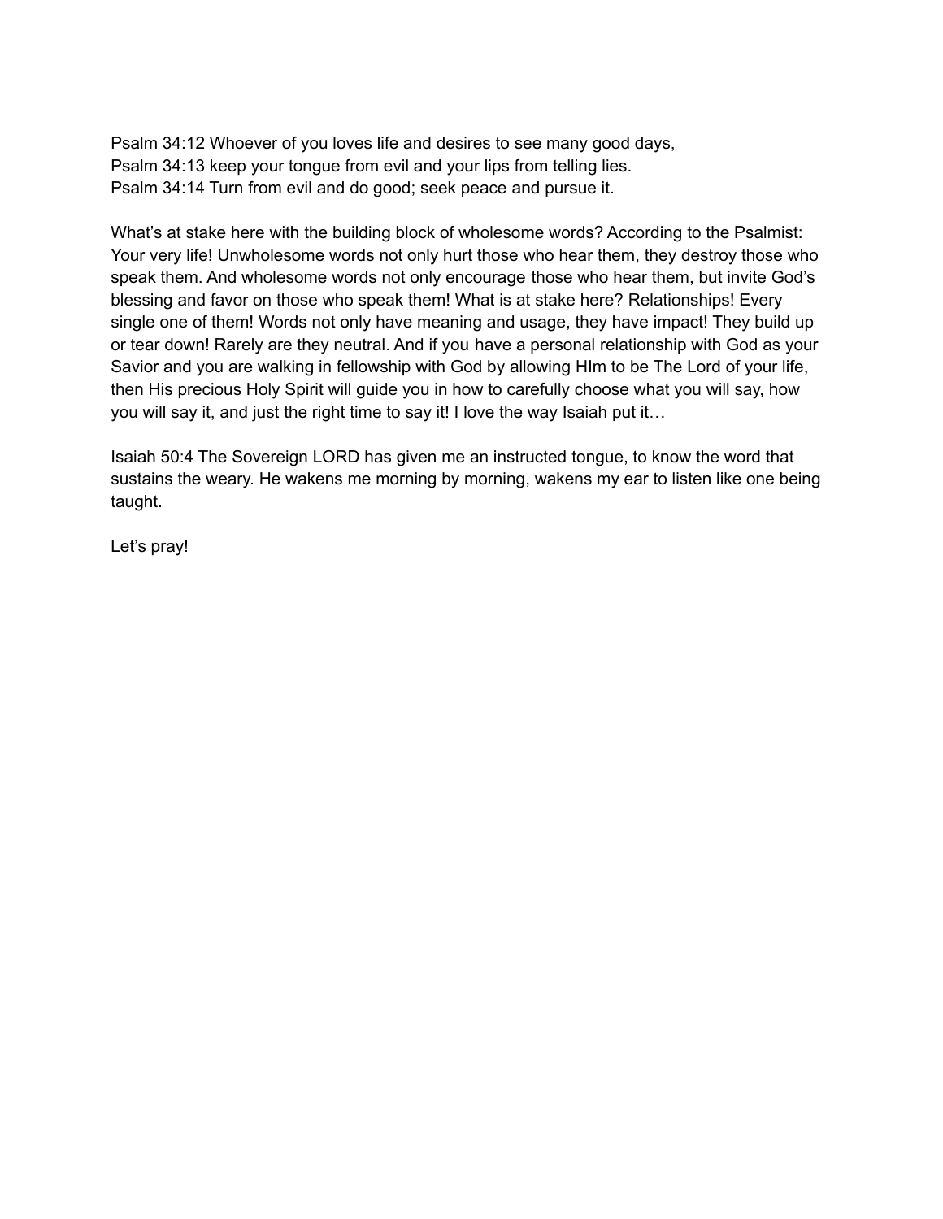Psalm 34:12 Whoever of you loves life and desires to see many good days,
Psalm 34:13 keep your tongue from evil and your lips from telling lies.
Psalm 34:14 Turn from evil and do good; seek peace and pursue it.

What's at stake here with the building block of wholesome words? According to the Psalmist: Your very life! Unwholesome words not only hurt those who hear them, they destroy those who speak them. And wholesome words not only encourage those who hear them, but invite God's blessing and favor on those who speak them! What is at stake here? Relationships! Every single one of them! Words not only have meaning and usage, they have impact! They build up or tear down! Rarely are they neutral. And if you have a personal relationship with God as your Savior and you are walking in fellowship with God by allowing HIm to be The Lord of your life, then His precious Holy Spirit will guide you in how to carefully choose what you will say, how you will say it, and just the right time to say it! I love the way Isaiah put it…

Isaiah 50:4 The Sovereign LORD has given me an instructed tongue, to know the word that sustains the weary. He wakens me morning by morning, wakens my ear to listen like one being taught.

Let's pray!